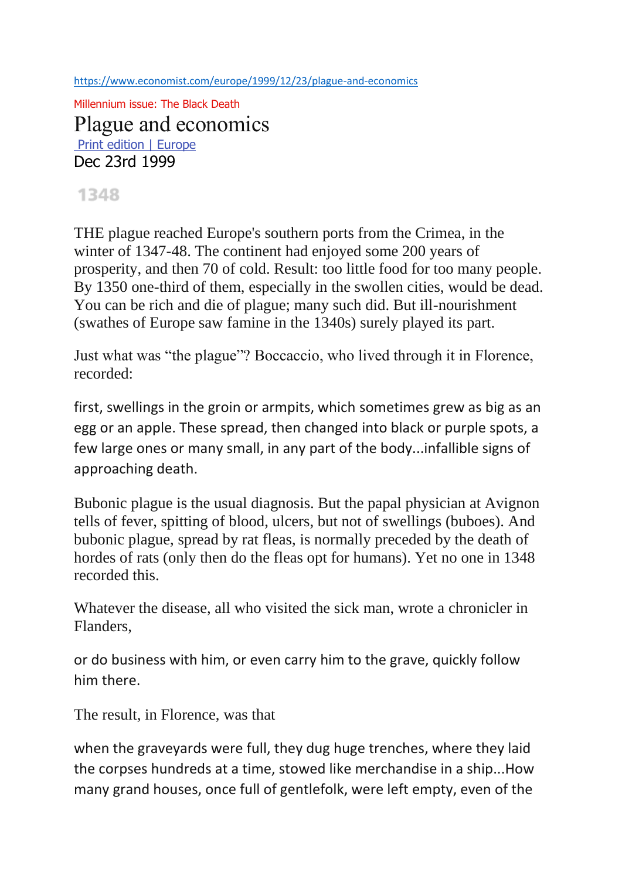https://www.economist.com/europe/1999/12/23/plague-and-economics

Millennium issue: The Black Death

# Plague and economics

Print edition | Europe

Dec 23rd 1999

1348

THE plague reached Europe's southern ports from the Crimea, in the winter of 1347-48. The continent had enjoyed some 200 years of prosperity, and then 70 of cold. Result: too little food for too many people. By 1350 one-third of them, especially in the swollen cities, would be dead. You can be rich and die of plague; many such did. But ill-nourishment (swathes of Europe saw famine in the 1340s) surely played its part.

Just what was "the plague"? Boccaccio, who lived through it in Florence, recorded:

first, swellings in the groin or armpits, which sometimes grew as big as an egg or an apple. These spread, then changed into black or purple spots, a few large ones or many small, in any part of the body...infallible signs of approaching death.

Bubonic plague is the usual diagnosis. But the papal physician at Avignon tells of fever, spitting of blood, ulcers, but not of swellings (buboes). And bubonic plague, spread by rat fleas, is normally preceded by the death of hordes of rats (only then do the fleas opt for humans). Yet no one in 1348 recorded this.

Whatever the disease, all who visited the sick man, wrote a chronicler in Flanders,

or do business with him, or even carry him to the grave, quickly follow him there.

The result, in Florence, was that

when the graveyards were full, they dug huge trenches, where they laid the corpses hundreds at a time, stowed like merchandise in a ship...How many grand houses, once full of gentlefolk, were left empty, even of the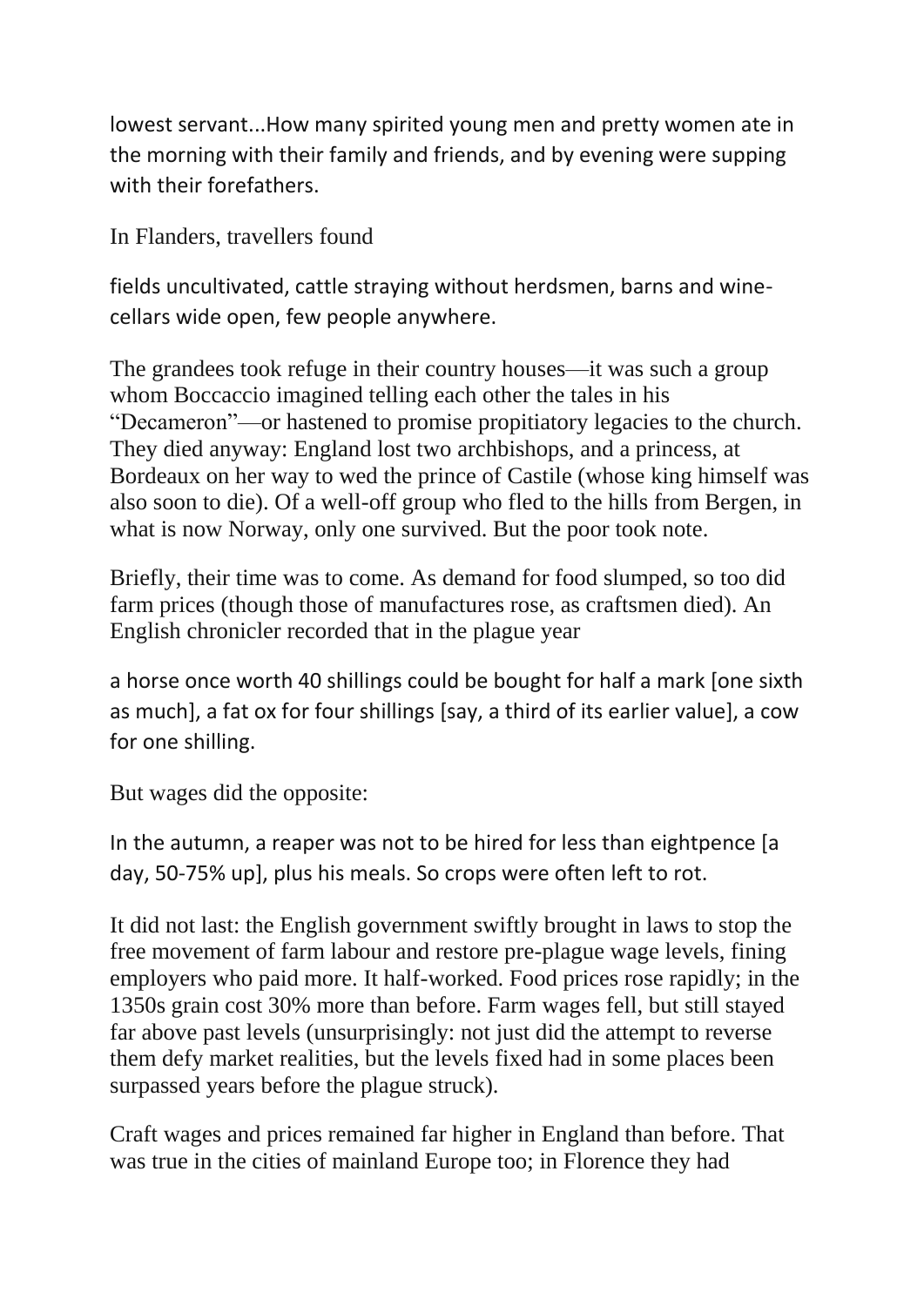lowest servant...How many spirited young men and pretty women ate in the morning with their family and friends, and by evening were supping with their forefathers.

In Flanders, travellers found

fields uncultivated, cattle straying without herdsmen, barns and wine-cellars wide open, few people anywhere.

The grandees took refuge in their country houses—it was such a group whom Boccaccio imagined telling each other the tales in his "Decameron"—or hastened to promise propitiatory legacies to the church. They died anyway: England lost two archbishops, and a princess, at Bordeaux on her way to wed the prince of Castile (whose king himself was also soon to die). Of a well-off group who fled to the hills from Bergen, in what is now Norway, only one survived. But the poor took note.

Briefly, their time was to come. As demand for food slumped, so too did farm prices (though those of manufactures rose, as craftsmen died). An English chronicler recorded that in the plague year

a horse once worth 40 shillings could be bought for half a mark [one sixth as much], a fat ox for four shillings [say, a third of its earlier value], a cow for one shilling.

But wages did the opposite:

In the autumn, a reaper was not to be hired for less than eightpence [a day, 50-75% up], plus his meals. So crops were often left to rot.

It did not last: the English government swiftly brought in laws to stop the free movement of farm labour and restore pre-plague wage levels, fining employers who paid more. It half-worked. Food prices rose rapidly; in the 1350s grain cost 30% more than before. Farm wages fell, but still stayed far above past levels (unsurprisingly: not just did the attempt to reverse them defy market realities, but the levels fixed had in some places been surpassed years before the plague struck).

Craft wages and prices remained far higher in England than before. That was true in the cities of mainland Europe too; in Florence they had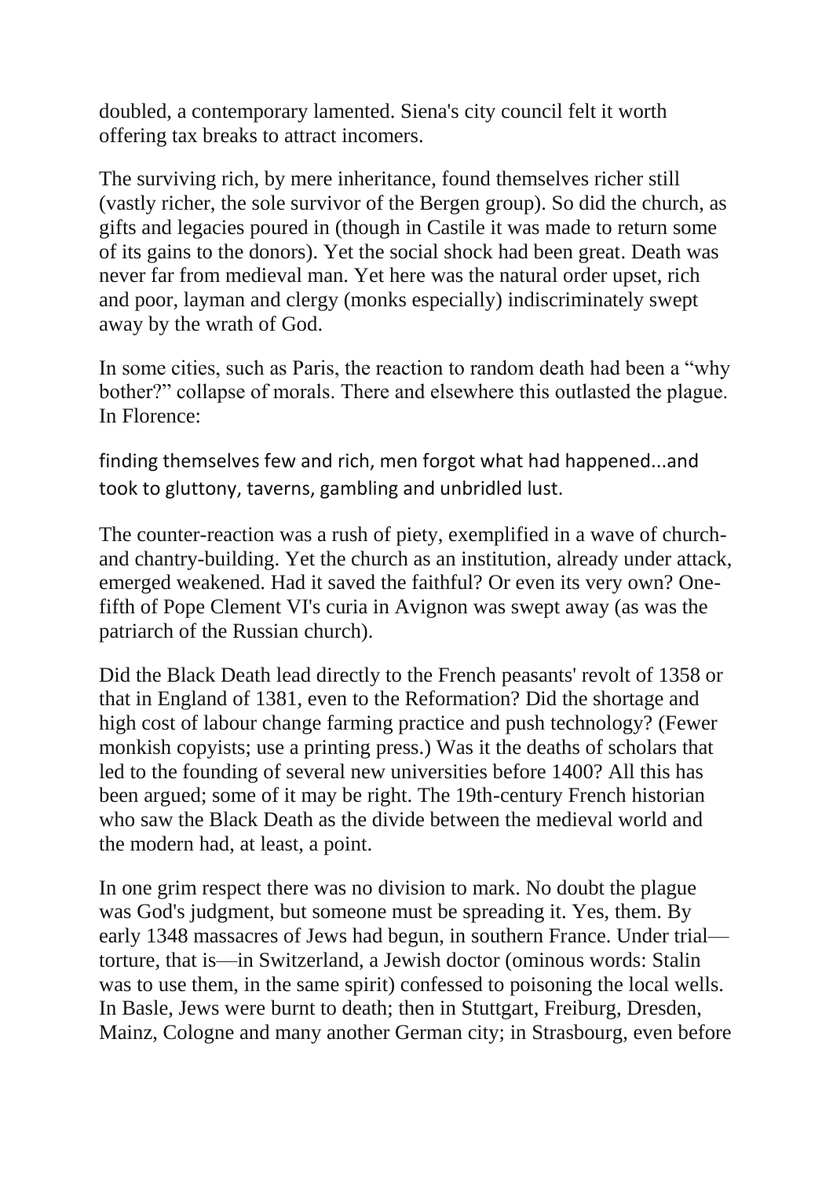doubled, a contemporary lamented. Siena's city council felt it worth offering tax breaks to attract incomers.

The surviving rich, by mere inheritance, found themselves richer still (vastly richer, the sole survivor of the Bergen group). So did the church, as gifts and legacies poured in (though in Castile it was made to return some of its gains to the donors). Yet the social shock had been great. Death was never far from medieval man. Yet here was the natural order upset, rich and poor, layman and clergy (monks especially) indiscriminately swept away by the wrath of God.

In some cities, such as Paris, the reaction to random death had been a "why bother?" collapse of morals. There and elsewhere this outlasted the plague. In Florence:

> finding themselves few and rich, men forgot what had happened...and took to gluttony, taverns, gambling and unbridled lust.

The counter-reaction was a rush of piety, exemplified in a wave of church- and chantry-building. Yet the church as an institution, already under attack, emerged weakened. Had it saved the faithful? Or even its very own? One-fifth of Pope Clement VI's curia in Avignon was swept away (as was the patriarch of the Russian church).

Did the Black Death lead directly to the French peasants' revolt of 1358 or that in England of 1381, even to the Reformation? Did the shortage and high cost of labour change farming practice and push technology? (Fewer monkish copyists; use a printing press.) Was it the deaths of scholars that led to the founding of several new universities before 1400? All this has been argued; some of it may be right. The 19th-century French historian who saw the Black Death as the divide between the medieval world and the modern had, at least, a point.

In one grim respect there was no division to mark. No doubt the plague was God's judgment, but someone must be spreading it. Yes, them. By early 1348 massacres of Jews had begun, in southern France. Under trial—torture, that is—in Switzerland, a Jewish doctor (ominous words: Stalin was to use them, in the same spirit) confessed to poisoning the local wells. In Basle, Jews were burnt to death; then in Stuttgart, Freiburg, Dresden, Mainz, Cologne and many another German city; in Strasbourg, even before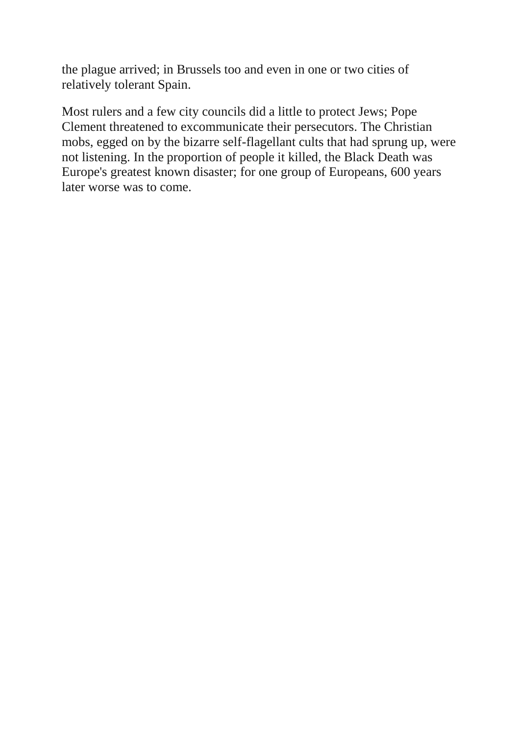the plague arrived; in Brussels too and even in one or two cities of relatively tolerant Spain.

Most rulers and a few city councils did a little to protect Jews; Pope Clement threatened to excommunicate their persecutors. The Christian mobs, egged on by the bizarre self-flagellant cults that had sprung up, were not listening. In the proportion of people it killed, the Black Death was Europe's greatest known disaster; for one group of Europeans, 600 years later worse was to come.